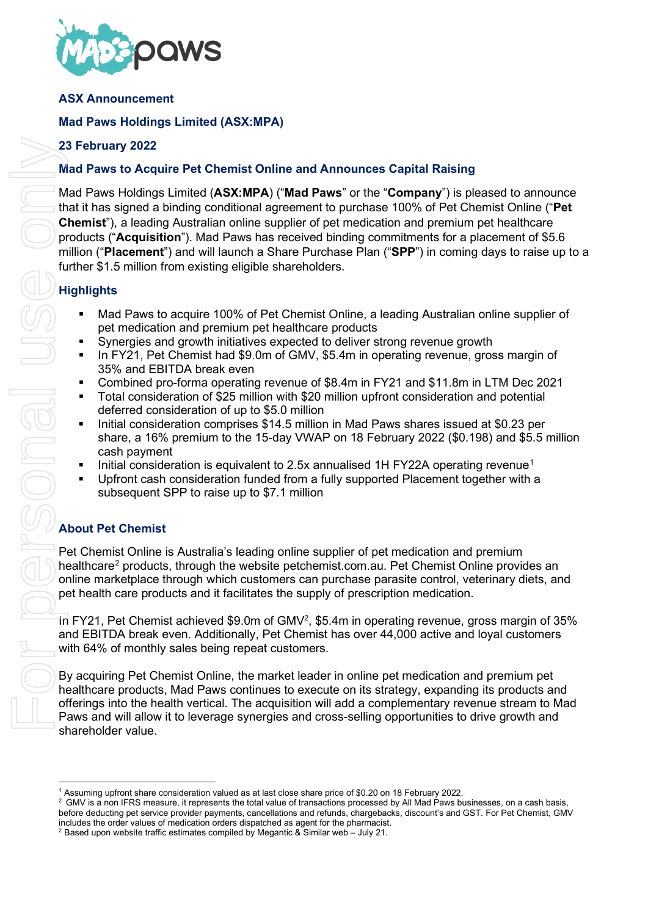**ASX Announcement**

**Mad Paws Holdings Limited (ASX:MPA)**

**23 February 2022**

## Mad Paws to Acquire Pet Chemist Online and Announces Capital Raising

Mad Paws Holdings Limited (**ASX:MPA**) ("**Mad Paws**" or the "**Company**") is pleased to announce that it has signed a binding conditional agreement to purchase 100% of Pet Chemist Online ("**Pet Chemist**"), a leading Australian online supplier of pet medication and premium pet healthcare products ("**Acquisition**"). Mad Paws has received binding commitments for a placement of $5.6 million ("**Placement**") and will launch a Share Purchase Plan ("**SPP**") in coming days to raise up to a further $1.5 million from existing eligible shareholders.

## Highlights

- Mad Paws to acquire 100% of Pet Chemist Online, a leading Australian online supplier of pet medication and premium pet healthcare products
- Synergies and growth initiatives expected to deliver strong revenue growth
- In FY21, Pet Chemist had $9.0m of GMV, $5.4m in operating revenue, gross margin of 35% and EBITDA break even
- Combined pro-forma operating revenue of $8.4m in FY21 and $11.8m in LTM Dec 2021
- Total consideration of $25 million with $20 million upfront consideration and potential deferred consideration of up to $5.0 million
- Initial consideration comprises $14.5 million in Mad Paws shares issued at $0.23 per share, a 16% premium to the 15-day VWAP on 18 February 2022 ($0.198) and $5.5 million cash payment
- Initial consideration is equivalent to 2.5x annualised 1H FY22A operating revenue[1]
- Upfront cash consideration funded from a fully supported Placement together with a subsequent SPP to raise up to $7.1 million

## About Pet Chemist

Pet Chemist Online is Australia's leading online supplier of pet medication and premium healthcare[2] products, through the website petchemist.com.au. Pet Chemist Online provides an online marketplace through which customers can purchase parasite control, veterinary diets, and pet health care products and it facilitates the supply of prescription medication.

In FY21, Pet Chemist achieved $9.0m of GMV[2], $5.4m in operating revenue, gross margin of 35% and EBITDA break even. Additionally, Pet Chemist has over 44,000 active and loyal customers with 64% of monthly sales being repeat customers.

By acquiring Pet Chemist Online, the market leader in online pet medication and premium pet healthcare products, Mad Paws continues to execute on its strategy, expanding its products and offerings into the health vertical. The acquisition will add a complementary revenue stream to Mad Paws and will allow it to leverage synergies and cross-selling opportunities to drive growth and shareholder value.

---

[1] Assuming upfront share consideration valued as at last close share price of $0.20 on 18 February 2022.

[2] GMV is a non IFRS measure, it represents the total value of transactions processed by All Mad Paws businesses, on a cash basis, before deducting pet service provider payments, cancellations and refunds, chargebacks, discount's and GST. For Pet Chemist, GMV includes the order values of medication orders dispatched as agent for the pharmacist.

[2] Based upon website traffic estimates compiled by Megantic & Similar web – July 21.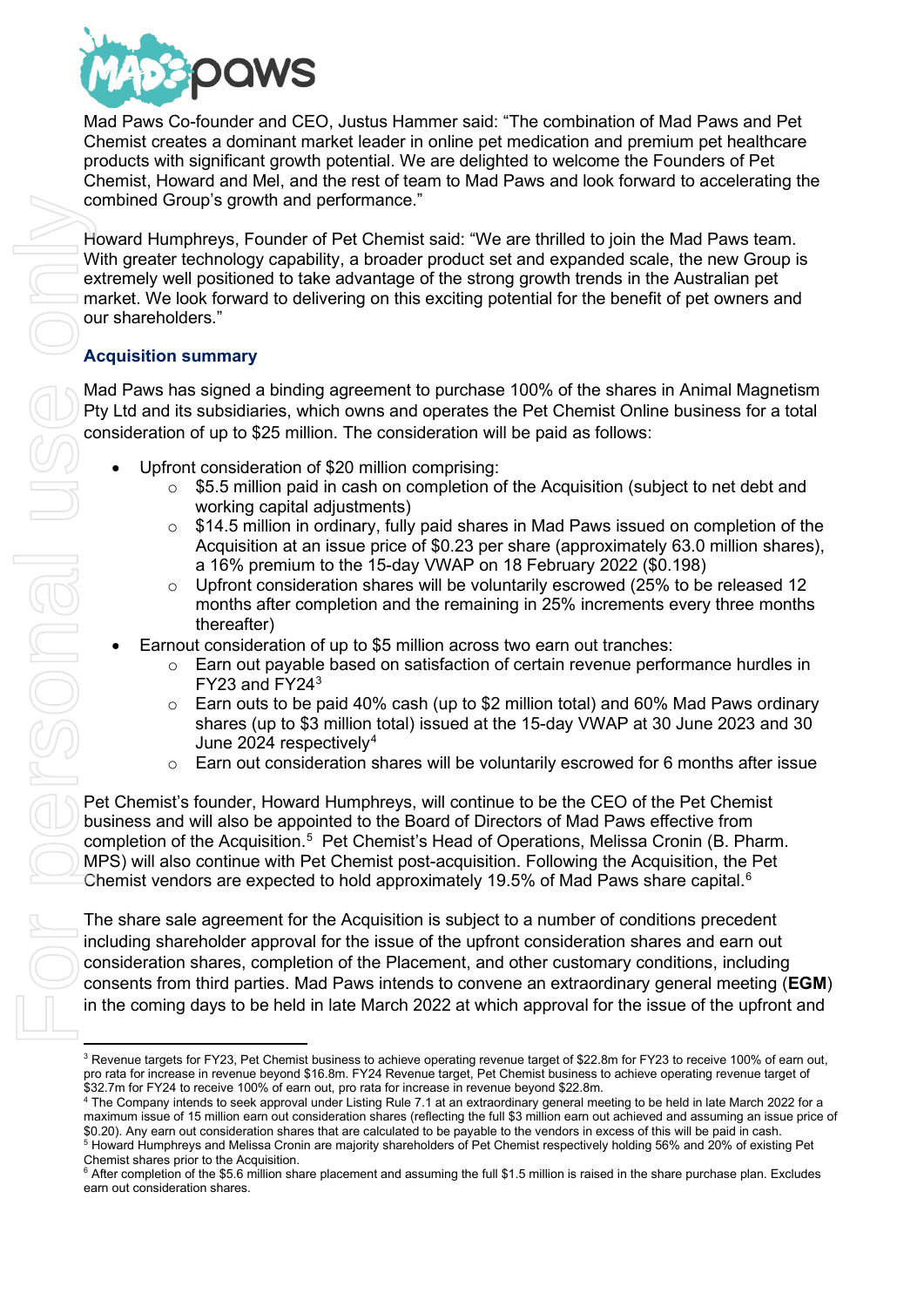Mad Paws Co-founder and CEO, Justus Hammer said: "The combination of Mad Paws and Pet Chemist creates a dominant market leader in online pet medication and premium pet healthcare products with significant growth potential. We are delighted to welcome the Founders of Pet Chemist, Howard and Mel, and the rest of team to Mad Paws and look forward to accelerating the combined Group's growth and performance."

Howard Humphreys, Founder of Pet Chemist said: "We are thrilled to join the Mad Paws team. With greater technology capability, a broader product set and expanded scale, the new Group is extremely well positioned to take advantage of the strong growth trends in the Australian pet market. We look forward to delivering on this exciting potential for the benefit of pet owners and our shareholders."

## Acquisition summary

Mad Paws has signed a binding agreement to purchase 100% of the shares in Animal Magnetism Pty Ltd and its subsidiaries, which owns and operates the Pet Chemist Online business for a total consideration of up to $25 million. The consideration will be paid as follows:

- Upfront consideration of $20 million comprising:
  - $5.5 million paid in cash on completion of the Acquisition (subject to net debt and working capital adjustments)
  - $14.5 million in ordinary, fully paid shares in Mad Paws issued on completion of the Acquisition at an issue price of $0.23 per share (approximately 63.0 million shares), a 16% premium to the 15-day VWAP on 18 February 2022 ($0.198)
  - Upfront consideration shares will be voluntarily escrowed (25% to be released 12 months after completion and the remaining in 25% increments every three months thereafter)
- Earnout consideration of up to $5 million across two earn out tranches:
  - Earn out payable based on satisfaction of certain revenue performance hurdles in FY23 and FY24[3]
  - Earn outs to be paid 40% cash (up to $2 million total) and 60% Mad Paws ordinary shares (up to $3 million total) issued at the 15-day VWAP at 30 June 2023 and 30 June 2024 respectively[4]
  - Earn out consideration shares will be voluntarily escrowed for 6 months after issue

Pet Chemist's founder, Howard Humphreys, will continue to be the CEO of the Pet Chemist business and will also be appointed to the Board of Directors of Mad Paws effective from completion of the Acquisition.[5] Pet Chemist's Head of Operations, Melissa Cronin (B. Pharm. MPS) will also continue with Pet Chemist post-acquisition. Following the Acquisition, the Pet Chemist vendors are expected to hold approximately 19.5% of Mad Paws share capital.[6]

The share sale agreement for the Acquisition is subject to a number of conditions precedent including shareholder approval for the issue of the upfront consideration shares and earn out consideration shares, completion of the Placement, and other customary conditions, including consents from third parties. Mad Paws intends to convene an extraordinary general meeting (**EGM**) in the coming days to be held in late March 2022 at which approval for the issue of the upfront and

---

[3] Revenue targets for FY23, Pet Chemist business to achieve operating revenue target of $22.8m for FY23 to receive 100% of earn out, pro rata for increase in revenue beyond $16.8m. FY24 Revenue target, Pet Chemist business to achieve operating revenue target of $32.7m for FY24 to receive 100% of earn out, pro rata for increase in revenue beyond $22.8m.

[4] The Company intends to seek approval under Listing Rule 7.1 at an extraordinary general meeting to be held in late March 2022 for a maximum issue of 15 million earn out consideration shares (reflecting the full $3 million earn out achieved and assuming an issue price of $0.20). Any earn out consideration shares that are calculated to be payable to the vendors in excess of this will be paid in cash.

[5] Howard Humphreys and Melissa Cronin are majority shareholders of Pet Chemist respectively holding 56% and 20% of existing Pet Chemist shares prior to the Acquisition.

[6] After completion of the $5.6 million share placement and assuming the full $1.5 million is raised in the share purchase plan. Excludes earn out consideration shares.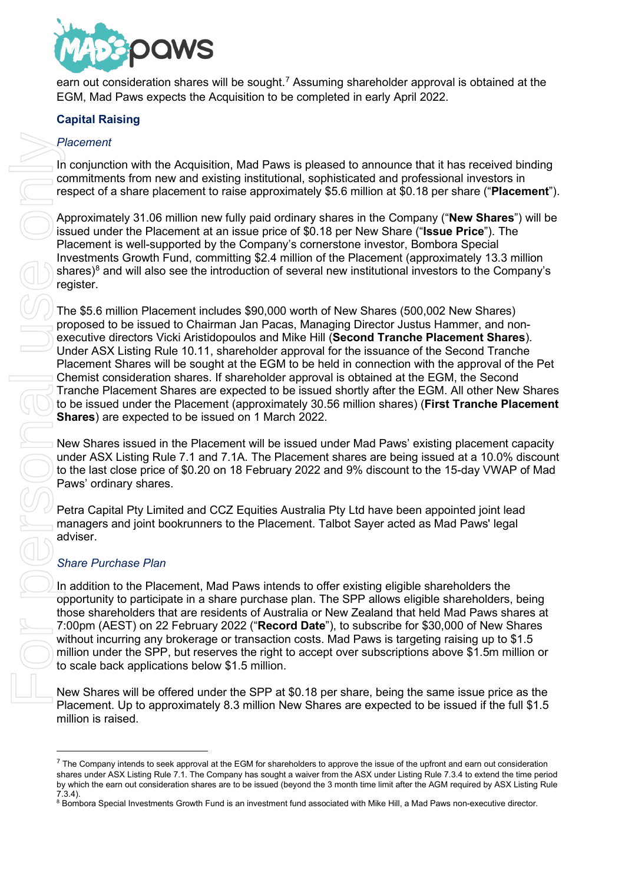earn out consideration shares will be sought.[7] Assuming shareholder approval is obtained at the EGM, Mad Paws expects the Acquisition to be completed in early April 2022.

## Capital Raising

### *Placement*

In conjunction with the Acquisition, Mad Paws is pleased to announce that it has received binding commitments from new and existing institutional, sophisticated and professional investors in respect of a share placement to raise approximately $5.6 million at $0.18 per share ("**Placement**").

Approximately 31.06 million new fully paid ordinary shares in the Company ("**New Shares**") will be issued under the Placement at an issue price of $0.18 per New Share ("**Issue Price**"). The Placement is well-supported by the Company's cornerstone investor, Bombora Special Investments Growth Fund, committing $2.4 million of the Placement (approximately 13.3 million shares)[8] and will also see the introduction of several new institutional investors to the Company's register.

The $5.6 million Placement includes $90,000 worth of New Shares (500,002 New Shares) proposed to be issued to Chairman Jan Pacas, Managing Director Justus Hammer, and non-executive directors Vicki Aristidopoulos and Mike Hill (**Second Tranche Placement Shares**). Under ASX Listing Rule 10.11, shareholder approval for the issuance of the Second Tranche Placement Shares will be sought at the EGM to be held in connection with the approval of the Pet Chemist consideration shares. If shareholder approval is obtained at the EGM, the Second Tranche Placement Shares are expected to be issued shortly after the EGM. All other New Shares to be issued under the Placement (approximately 30.56 million shares) (**First Tranche Placement Shares**) are expected to be issued on 1 March 2022.

New Shares issued in the Placement will be issued under Mad Paws' existing placement capacity under ASX Listing Rule 7.1 and 7.1A. The Placement shares are being issued at a 10.0% discount to the last close price of $0.20 on 18 February 2022 and 9% discount to the 15-day VWAP of Mad Paws' ordinary shares.

Petra Capital Pty Limited and CCZ Equities Australia Pty Ltd have been appointed joint lead managers and joint bookrunners to the Placement. Talbot Sayer acted as Mad Paws' legal adviser.

### *Share Purchase Plan*

In addition to the Placement, Mad Paws intends to offer existing eligible shareholders the opportunity to participate in a share purchase plan. The SPP allows eligible shareholders, being those shareholders that are residents of Australia or New Zealand that held Mad Paws shares at 7:00pm (AEST) on 22 February 2022 ("**Record Date**"), to subscribe for $30,000 of New Shares without incurring any brokerage or transaction costs. Mad Paws is targeting raising up to $1.5 million under the SPP, but reserves the right to accept over subscriptions above $1.5m million or to scale back applications below $1.5 million.

New Shares will be offered under the SPP at $0.18 per share, being the same issue price as the Placement. Up to approximately 8.3 million New Shares are expected to be issued if the full $1.5 million is raised.

---

[7] The Company intends to seek approval at the EGM for shareholders to approve the issue of the upfront and earn out consideration shares under ASX Listing Rule 7.1. The Company has sought a waiver from the ASX under Listing Rule 7.3.4 to extend the time period by which the earn out consideration shares are to be issued (beyond the 3 month time limit after the AGM required by ASX Listing Rule 7.3.4).

[8] Bombora Special Investments Growth Fund is an investment fund associated with Mike Hill, a Mad Paws non-executive director.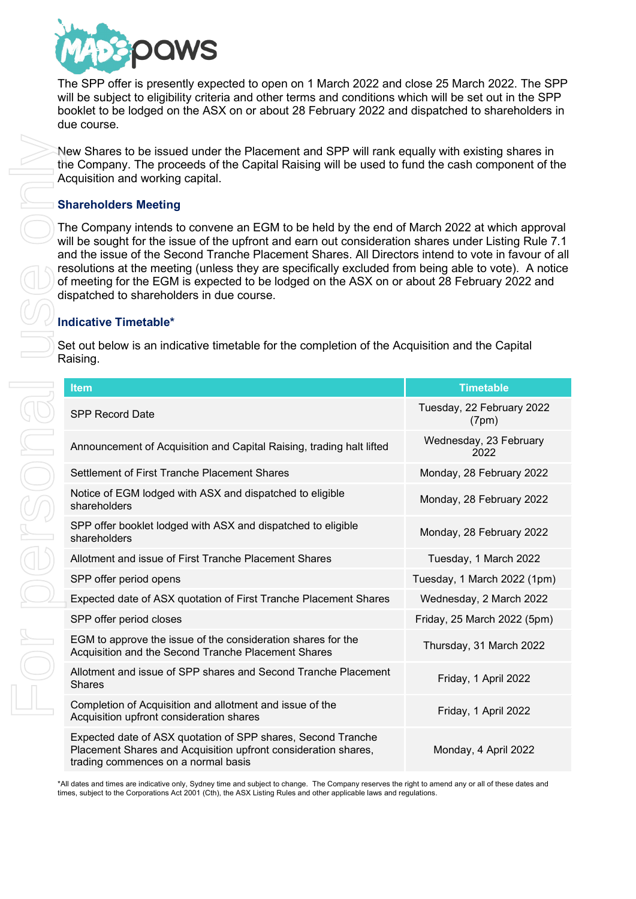The SPP offer is presently expected to open on 1 March 2022 and close 25 March 2022. The SPP will be subject to eligibility criteria and other terms and conditions which will be set out in the SPP booklet to be lodged on the ASX on or about 28 February 2022 and dispatched to shareholders in due course.

New Shares to be issued under the Placement and SPP will rank equally with existing shares in the Company. The proceeds of the Capital Raising will be used to fund the cash component of the Acquisition and working capital.

## Shareholders Meeting

The Company intends to convene an EGM to be held by the end of March 2022 at which approval will be sought for the issue of the upfront and earn out consideration shares under Listing Rule 7.1 and the issue of the Second Tranche Placement Shares. All Directors intend to vote in favour of all resolutions at the meeting (unless they are specifically excluded from being able to vote). A notice of meeting for the EGM is expected to be lodged on the ASX on or about 28 February 2022 and dispatched to shareholders in due course.

## Indicative Timetable*

Set out below is an indicative timetable for the completion of the Acquisition and the Capital Raising.

| Item | Timetable |
|---|---|
| SPP Record Date | Tuesday, 22 February 2022 (7pm) |
| Announcement of Acquisition and Capital Raising, trading halt lifted | Wednesday, 23 February 2022 |
| Settlement of First Tranche Placement Shares | Monday, 28 February 2022 |
| Notice of EGM lodged with ASX and dispatched to eligible shareholders | Monday, 28 February 2022 |
| SPP offer booklet lodged with ASX and dispatched to eligible shareholders | Monday, 28 February 2022 |
| Allotment and issue of First Tranche Placement Shares | Tuesday, 1 March 2022 |
| SPP offer period opens | Tuesday, 1 March 2022 (1pm) |
| Expected date of ASX quotation of First Tranche Placement Shares | Wednesday, 2 March 2022 |
| SPP offer period closes | Friday, 25 March 2022 (5pm) |
| EGM to approve the issue of the consideration shares for the Acquisition and the Second Tranche Placement Shares | Thursday, 31 March 2022 |
| Allotment and issue of SPP shares and Second Tranche Placement Shares | Friday, 1 April 2022 |
| Completion of Acquisition and allotment and issue of the Acquisition upfront consideration shares | Friday, 1 April 2022 |
| Expected date of ASX quotation of SPP shares, Second Tranche Placement Shares and Acquisition upfront consideration shares, trading commences on a normal basis | Monday, 4 April 2022 |

*All dates and times are indicative only, Sydney time and subject to change. The Company reserves the right to amend any or all of these dates and times, subject to the Corporations Act 2001 (Cth), the ASX Listing Rules and other applicable laws and regulations.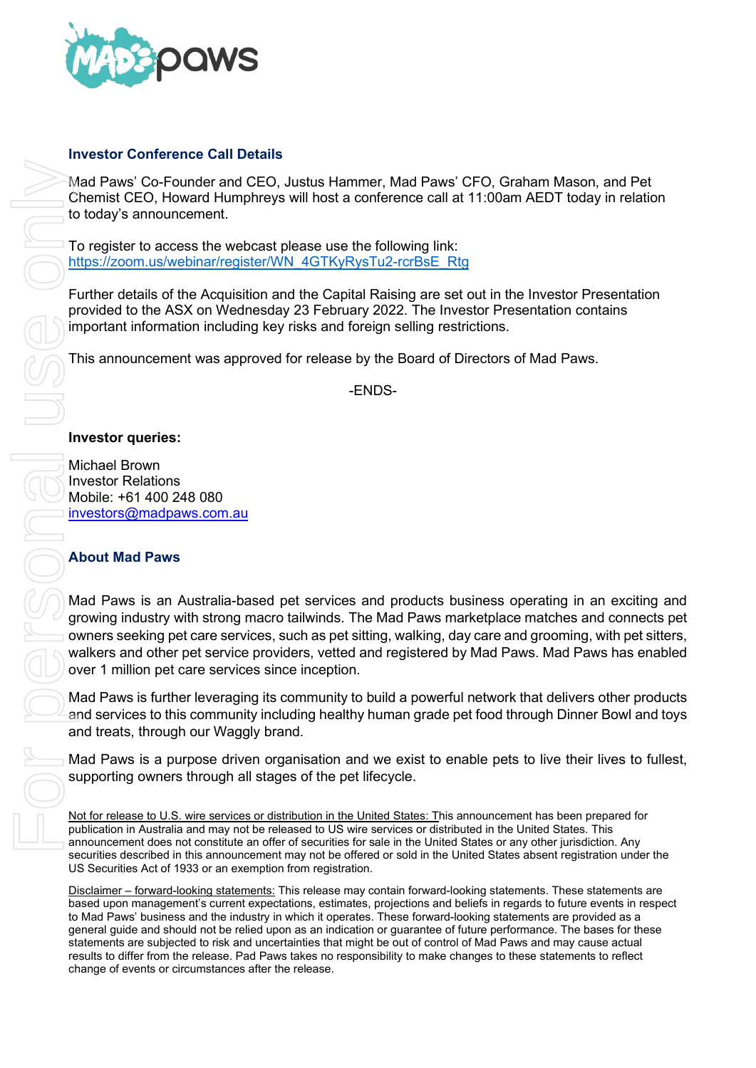### Investor Conference Call Details

Mad Paws' Co-Founder and CEO, Justus Hammer, Mad Paws' CFO, Graham Mason, and Pet Chemist CEO, Howard Humphreys will host a conference call at 11:00am AEDT today in relation to today's announcement.

To register to access the webcast please use the following link:
https://zoom.us/webinar/register/WN_4GTKyRysTu2-rcrBsE_Rtg

Further details of the Acquisition and the Capital Raising are set out in the Investor Presentation provided to the ASX on Wednesday 23 February 2022. The Investor Presentation contains important information including key risks and foreign selling restrictions.

This announcement was approved for release by the Board of Directors of Mad Paws.

-ENDS-

**Investor queries:**

Michael Brown
Investor Relations
Mobile: +61 400 248 080
investors@madpaws.com.au

### About Mad Paws

Mad Paws is an Australia-based pet services and products business operating in an exciting and growing industry with strong macro tailwinds. The Mad Paws marketplace matches and connects pet owners seeking pet care services, such as pet sitting, walking, day care and grooming, with pet sitters, walkers and other pet service providers, vetted and registered by Mad Paws. Mad Paws has enabled over 1 million pet care services since inception.

Mad Paws is further leveraging its community to build a powerful network that delivers other products and services to this community including healthy human grade pet food through Dinner Bowl and toys and treats, through our Waggly brand.

Mad Paws is a purpose driven organisation and we exist to enable pets to live their lives to fullest, supporting owners through all stages of the pet lifecycle.

Not for release to U.S. wire services or distribution in the United States: This announcement has been prepared for publication in Australia and may not be released to US wire services or distributed in the United States. This announcement does not constitute an offer of securities for sale in the United States or any other jurisdiction. Any securities described in this announcement may not be offered or sold in the United States absent registration under the US Securities Act of 1933 or an exemption from registration.

Disclaimer – forward-looking statements: This release may contain forward-looking statements. These statements are based upon management's current expectations, estimates, projections and beliefs in regards to future events in respect to Mad Paws' business and the industry in which it operates. These forward-looking statements are provided as a general guide and should not be relied upon as an indication or guarantee of future performance. The bases for these statements are subjected to risk and uncertainties that might be out of control of Mad Paws and may cause actual results to differ from the release. Pad Paws takes no responsibility to make changes to these statements to reflect change of events or circumstances after the release.